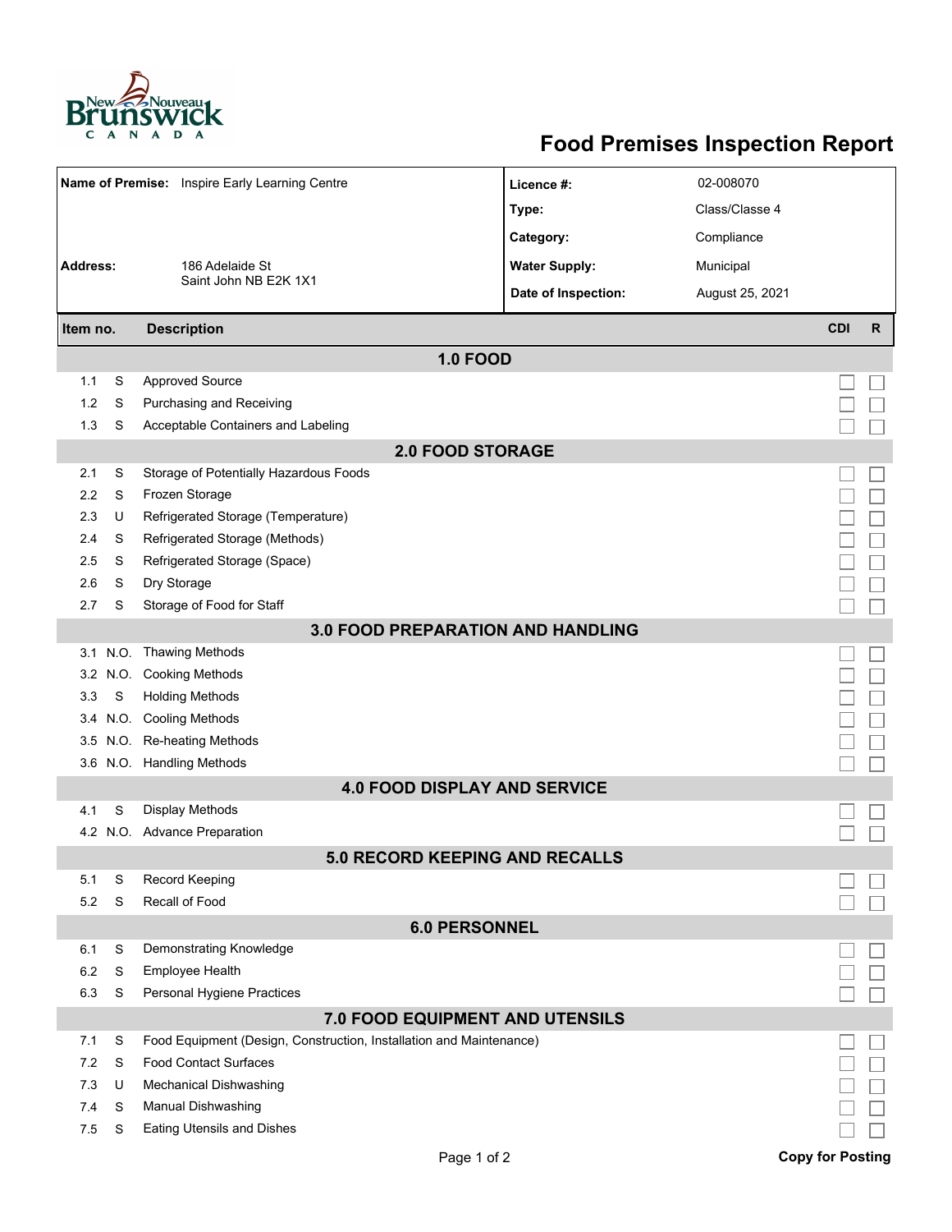# Food Premises Inspection Report

| | | | |
|---|---|---|---|
| **Name of Premise:** | Inspire Early Learning Centre | **Licence #:** | 02-008070 |
| | | **Type:** | Class/Classe 4 |
| | | **Category:** | Compliance |
| **Address:** | 186 Adelaide St<br>Saint John NB E2K 1X1 | **Water Supply:** | Municipal |
| | | **Date of Inspection:** | August 25, 2021 |

| Item no. | | Description | CDI | R |
|---|---|---|---|---|
| **1.0 FOOD** | | | | |
| 1.1 | S | Approved Source | ☐ | ☐ |
| 1.2 | S | Purchasing and Receiving | ☐ | ☐ |
| 1.3 | S | Acceptable Containers and Labeling | ☐ | ☐ |
| **2.0 FOOD STORAGE** | | | | |
| 2.1 | S | Storage of Potentially Hazardous Foods | ☐ | ☐ |
| 2.2 | S | Frozen Storage | ☐ | ☐ |
| 2.3 | U | Refrigerated Storage (Temperature) | ☐ | ☐ |
| 2.4 | S | Refrigerated Storage (Methods) | ☐ | ☐ |
| 2.5 | S | Refrigerated Storage (Space) | ☐ | ☐ |
| 2.6 | S | Dry Storage | ☐ | ☐ |
| 2.7 | S | Storage of Food for Staff | ☐ | ☐ |
| **3.0 FOOD PREPARATION AND HANDLING** | | | | |
| 3.1 | N.O. | Thawing Methods | ☐ | ☐ |
| 3.2 | N.O. | Cooking Methods | ☐ | ☐ |
| 3.3 | S | Holding Methods | ☐ | ☐ |
| 3.4 | N.O. | Cooling Methods | ☐ | ☐ |
| 3.5 | N.O. | Re-heating Methods | ☐ | ☐ |
| 3.6 | N.O. | Handling Methods | ☐ | ☐ |
| **4.0 FOOD DISPLAY AND SERVICE** | | | | |
| 4.1 | S | Display Methods | ☐ | ☐ |
| 4.2 | N.O. | Advance Preparation | ☐ | ☐ |
| **5.0 RECORD KEEPING AND RECALLS** | | | | |
| 5.1 | S | Record Keeping | ☐ | ☐ |
| 5.2 | S | Recall of Food | ☐ | ☐ |
| **6.0 PERSONNEL** | | | | |
| 6.1 | S | Demonstrating Knowledge | ☐ | ☐ |
| 6.2 | S | Employee Health | ☐ | ☐ |
| 6.3 | S | Personal Hygiene Practices | ☐ | ☐ |
| **7.0 FOOD EQUIPMENT AND UTENSILS** | | | | |
| 7.1 | S | Food Equipment (Design, Construction, Installation and Maintenance) | ☐ | ☐ |
| 7.2 | S | Food Contact Surfaces | ☐ | ☐ |
| 7.3 | U | Mechanical Dishwashing | ☐ | ☐ |
| 7.4 | S | Manual Dishwashing | ☐ | ☐ |
| 7.5 | S | Eating Utensils and Dishes | ☐ | ☐ |

**Copy for Posting**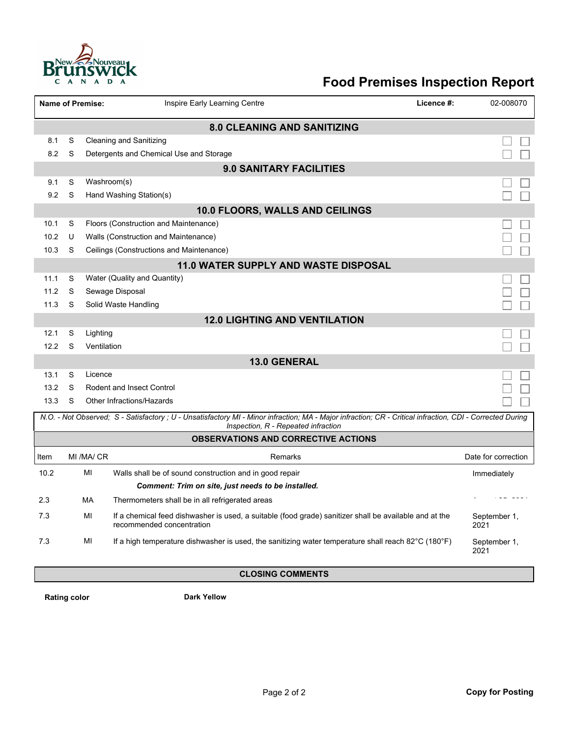# Food Premises Inspection Report

| **Name of Premise:** | Inspire Early Learning Centre | **Licence #:** | 02-008070 |
|---|---|---|---|

## 8.0 CLEANING AND SANITIZING

| | | | | |
|---|---|---|---|---|
| 8.1 | S | Cleaning and Sanitizing | ☐ | ☐ |
| 8.2 | S | Detergents and Chemical Use and Storage | ☐ | ☐ |

## 9.0 SANITARY FACILITIES

| | | | | |
|---|---|---|---|---|
| 9.1 | S | Washroom(s) | ☐ | ☐ |
| 9.2 | S | Hand Washing Station(s) | ☐ | ☐ |

## 10.0 FLOORS, WALLS AND CEILINGS

| | | | | |
|---|---|---|---|---|
| 10.1 | S | Floors (Construction and Maintenance) | ☐ | ☐ |
| 10.2 | U | Walls (Construction and Maintenance) | ☐ | ☐ |
| 10.3 | S | Ceilings (Constructions and Maintenance) | ☐ | ☐ |

## 11.0 WATER SUPPLY AND WASTE DISPOSAL

| | | | | |
|---|---|---|---|---|
| 11.1 | S | Water (Quality and Quantity) | ☐ | ☐ |
| 11.2 | S | Sewage Disposal | ☐ | ☐ |
| 11.3 | S | Solid Waste Handling | ☐ | ☐ |

## 12.0 LIGHTING AND VENTILATION

| | | | | |
|---|---|---|---|---|
| 12.1 | S | Lighting | ☐ | ☐ |
| 12.2 | S | Ventilation | ☐ | ☐ |

## 13.0 GENERAL

| | | | | |
|---|---|---|---|---|
| 13.1 | S | Licence | ☐ | ☐ |
| 13.2 | S | Rodent and Insect Control | ☐ | ☐ |
| 13.3 | S | Other Infractions/Hazards | ☐ | ☐ |

*N.O. - Not Observed; S - Satisfactory ; U - Unsatisfactory MI - Minor infraction; MA - Major infraction; CR - Critical infraction, CDI - Corrected During Inspection, R - Repeated infraction*

## OBSERVATIONS AND CORRECTIVE ACTIONS

| Item | MI /MA/ CR | Remarks | Date for correction |
|---|---|---|---|
| 10.2 | MI | Walls shall be of sound construction and in good repair<br>***Comment: Trim on site, just needs to be installed.*** | Immediately |
| 2.3 | MA | Thermometers shall be in all refrigerated areas | |
| 7.3 | MI | If a chemical feed dishwasher is used, a suitable (food grade) sanitizer shall be available and at the recommended concentration | September 1, 2021 |
| 7.3 | MI | If a high temperature dishwasher is used, the sanitizing water temperature shall reach 82°C (180°F) | September 1, 2021 |

## CLOSING COMMENTS

**Rating color** **Dark Yellow**

**Copy for Posting**